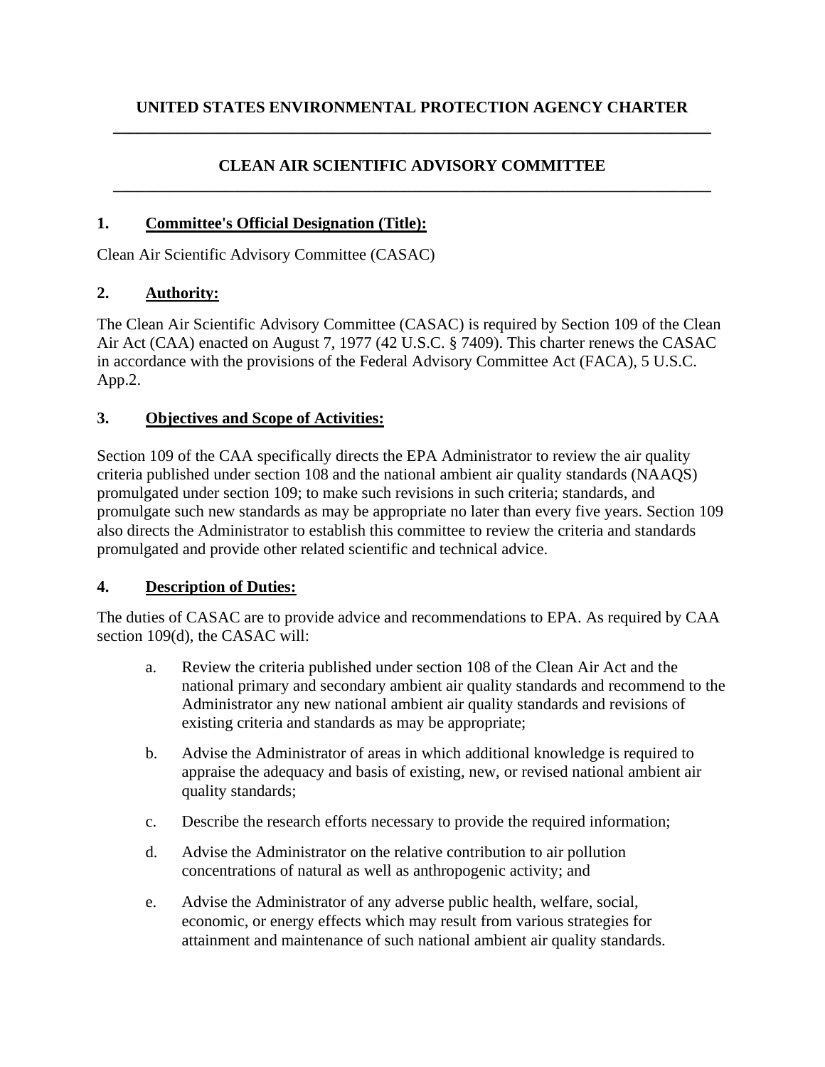# UNITED STATES ENVIRONMENTAL PROTECTION AGENCY CHARTER

# CLEAN AIR SCIENTIFIC ADVISORY COMMITTEE

## 1. Committee's Official Designation (Title):

Clean Air Scientific Advisory Committee (CASAC)

## 2. Authority:

The Clean Air Scientific Advisory Committee (CASAC) is required by Section 109 of the Clean Air Act (CAA) enacted on August 7, 1977 (42 U.S.C. § 7409). This charter renews the CASAC in accordance with the provisions of the Federal Advisory Committee Act (FACA), 5 U.S.C. App.2.

## 3. Objectives and Scope of Activities:

Section 109 of the CAA specifically directs the EPA Administrator to review the air quality criteria published under section 108 and the national ambient air quality standards (NAAQS) promulgated under section 109; to make such revisions in such criteria; standards, and promulgate such new standards as may be appropriate no later than every five years. Section 109 also directs the Administrator to establish this committee to review the criteria and standards promulgated and provide other related scientific and technical advice.

## 4. Description of Duties:

The duties of CASAC are to provide advice and recommendations to EPA. As required by CAA section 109(d), the CASAC will:

a. Review the criteria published under section 108 of the Clean Air Act and the national primary and secondary ambient air quality standards and recommend to the Administrator any new national ambient air quality standards and revisions of existing criteria and standards as may be appropriate;

b. Advise the Administrator of areas in which additional knowledge is required to appraise the adequacy and basis of existing, new, or revised national ambient air quality standards;

c. Describe the research efforts necessary to provide the required information;

d. Advise the Administrator on the relative contribution to air pollution concentrations of natural as well as anthropogenic activity; and

e. Advise the Administrator of any adverse public health, welfare, social, economic, or energy effects which may result from various strategies for attainment and maintenance of such national ambient air quality standards.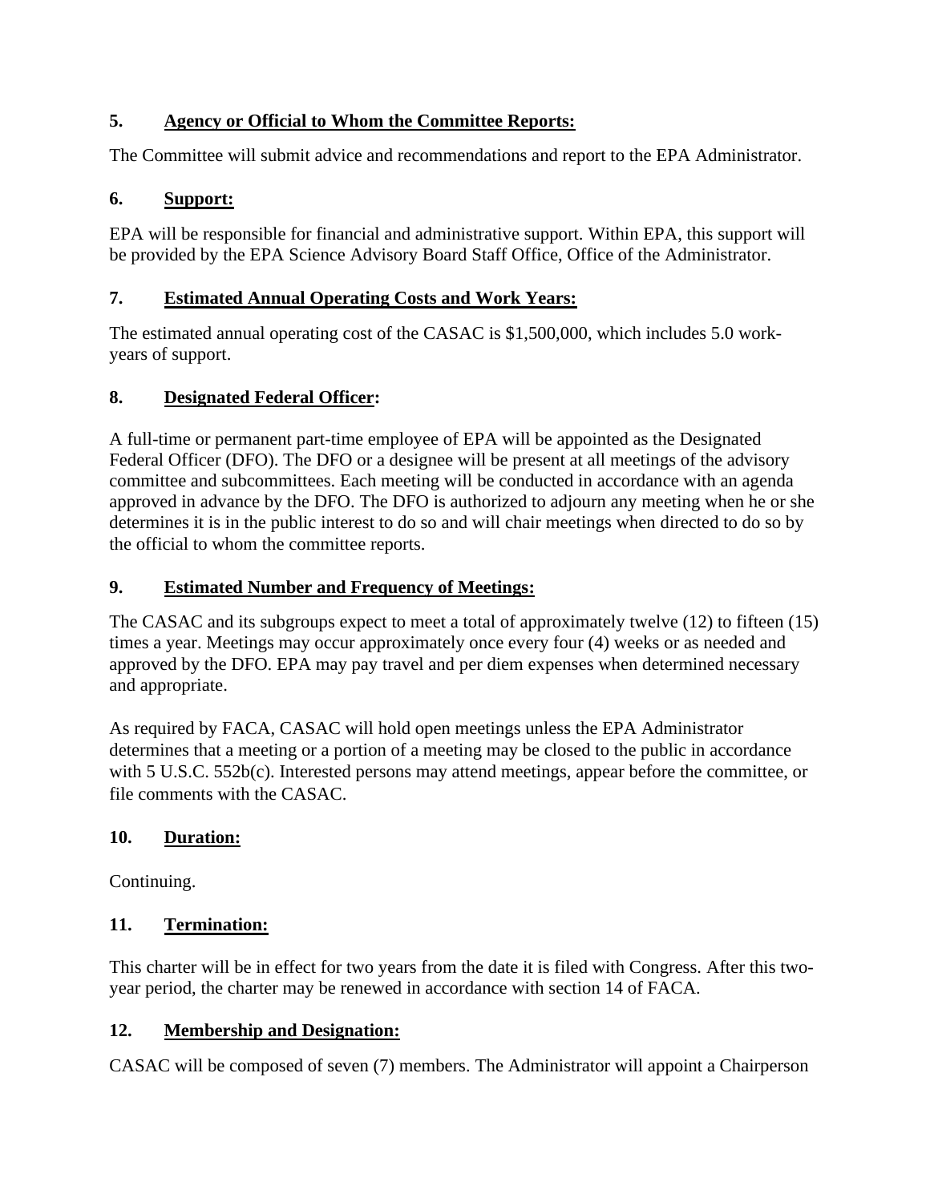## 5. Agency or Official to Whom the Committee Reports:

The Committee will submit advice and recommendations and report to the EPA Administrator.

## 6. Support:

EPA will be responsible for financial and administrative support. Within EPA, this support will be provided by the EPA Science Advisory Board Staff Office, Office of the Administrator.

## 7. Estimated Annual Operating Costs and Work Years:

The estimated annual operating cost of the CASAC is $1,500,000, which includes 5.0 work-years of support.

## 8. Designated Federal Officer:

A full-time or permanent part-time employee of EPA will be appointed as the Designated Federal Officer (DFO). The DFO or a designee will be present at all meetings of the advisory committee and subcommittees. Each meeting will be conducted in accordance with an agenda approved in advance by the DFO. The DFO is authorized to adjourn any meeting when he or she determines it is in the public interest to do so and will chair meetings when directed to do so by the official to whom the committee reports.

## 9. Estimated Number and Frequency of Meetings:

The CASAC and its subgroups expect to meet a total of approximately twelve (12) to fifteen (15) times a year. Meetings may occur approximately once every four (4) weeks or as needed and approved by the DFO. EPA may pay travel and per diem expenses when determined necessary and appropriate.

As required by FACA, CASAC will hold open meetings unless the EPA Administrator determines that a meeting or a portion of a meeting may be closed to the public in accordance with 5 U.S.C. 552b(c). Interested persons may attend meetings, appear before the committee, or file comments with the CASAC.

## 10. Duration:

Continuing.

## 11. Termination:

This charter will be in effect for two years from the date it is filed with Congress. After this two-year period, the charter may be renewed in accordance with section 14 of FACA.

## 12. Membership and Designation:

CASAC will be composed of seven (7) members. The Administrator will appoint a Chairperson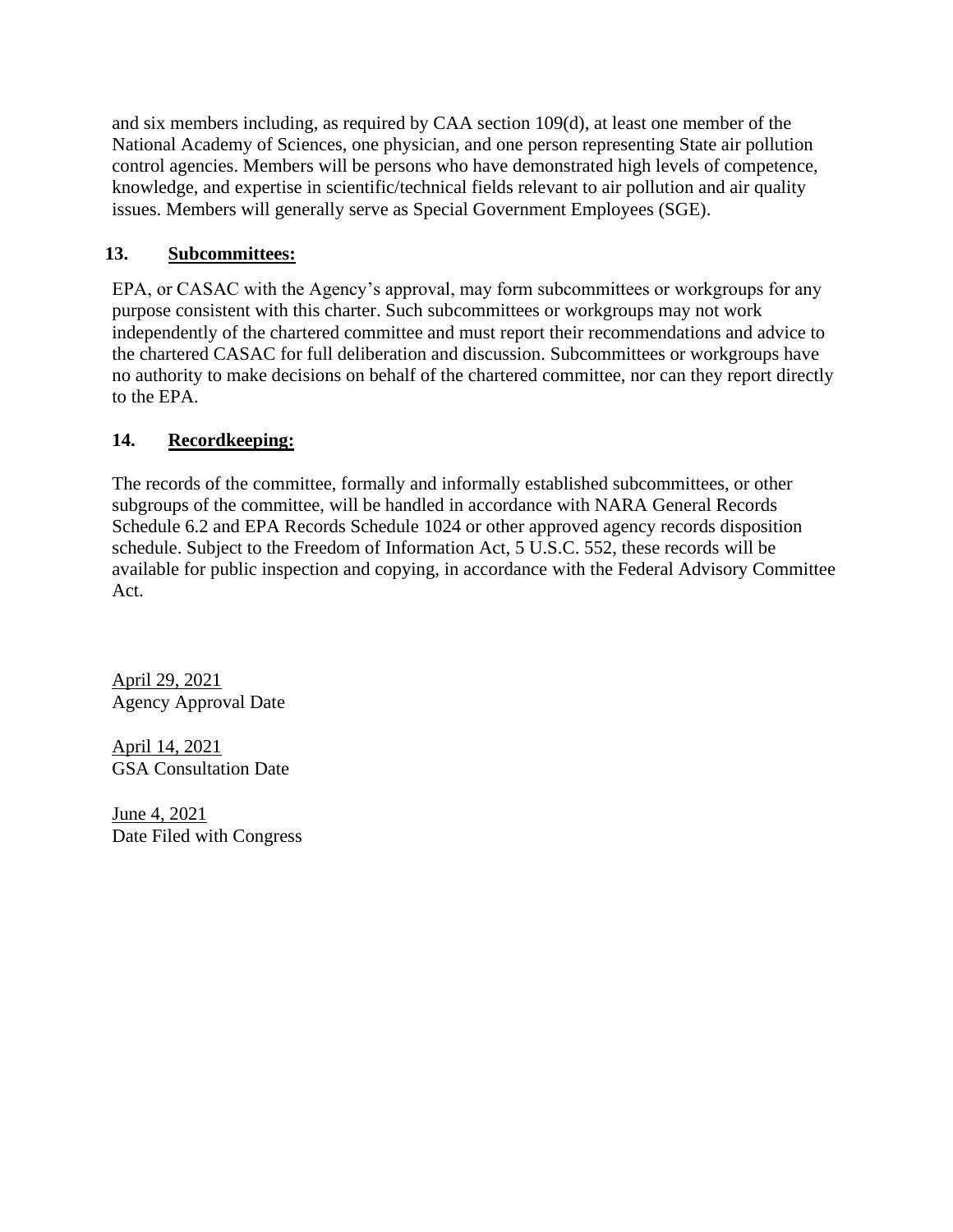and six members including, as required by CAA section 109(d), at least one member of the National Academy of Sciences, one physician, and one person representing State air pollution control agencies. Members will be persons who have demonstrated high levels of competence, knowledge, and expertise in scientific/technical fields relevant to air pollution and air quality issues. Members will generally serve as Special Government Employees (SGE).

**13. <u>Subcommittees:</u>**

EPA, or CASAC with the Agency's approval, may form subcommittees or workgroups for any purpose consistent with this charter. Such subcommittees or workgroups may not work independently of the chartered committee and must report their recommendations and advice to the chartered CASAC for full deliberation and discussion. Subcommittees or workgroups have no authority to make decisions on behalf of the chartered committee, nor can they report directly to the EPA.

**14. <u>Recordkeeping:</u>**

The records of the committee, formally and informally established subcommittees, or other subgroups of the committee, will be handled in accordance with NARA General Records Schedule 6.2 and EPA Records Schedule 1024 or other approved agency records disposition schedule. Subject to the Freedom of Information Act, 5 U.S.C. 552, these records will be available for public inspection and copying, in accordance with the Federal Advisory Committee Act.

<u>April 29, 2021</u>
Agency Approval Date

<u>April 14, 2021</u>
GSA Consultation Date

<u>June 4, 2021</u>
Date Filed with Congress